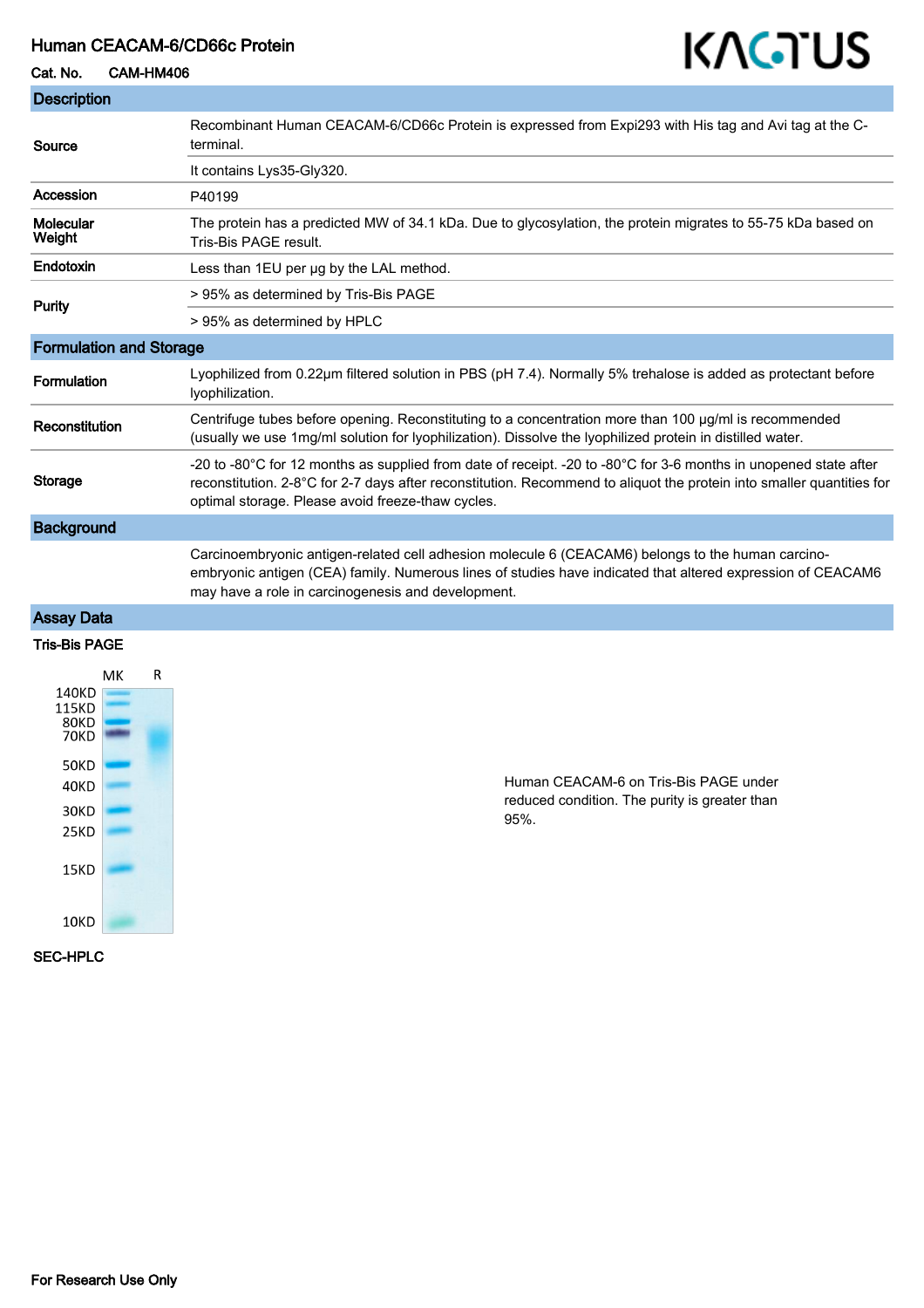# Human CEACAM-6/CD66c Protein

**Cat. No.** CAM-HM406

KACTUS

## Description

| | |
|---|---|
| **Source** | Recombinant Human CEACAM-6/CD66c Protein is expressed from Expi293 with His tag and Avi tag at the C-terminal. |
| | It contains Lys35-Gly320. |
| **Accession** | P40199 |
| **Molecular Weight** | The protein has a predicted MW of 34.1 kDa. Due to glycosylation, the protein migrates to 55-75 kDa based on Tris-Bis PAGE result. |
| **Endotoxin** | Less than 1EU per μg by the LAL method. |
| **Purity** | > 95% as determined by Tris-Bis PAGE |
| | > 95% as determined by HPLC |

## Formulation and Storage

| | |
|---|---|
| **Formulation** | Lyophilized from 0.22μm filtered solution in PBS (pH 7.4). Normally 5% trehalose is added as protectant before lyophilization. |
| **Reconstitution** | Centrifuge tubes before opening. Reconstituting to a concentration more than 100 μg/ml is recommended (usually we use 1mg/ml solution for lyophilization). Dissolve the lyophilized protein in distilled water. |
| **Storage** | -20 to -80°C for 12 months as supplied from date of receipt. -20 to -80°C for 3-6 months in unopened state after reconstitution. 2-8°C for 2-7 days after reconstitution. Recommend to aliquot the protein into smaller quantities for optimal storage. Please avoid freeze-thaw cycles. |

## Background

Carcinoembryonic antigen-related cell adhesion molecule 6 (CEACAM6) belongs to the human carcino-embryonic antigen (CEA) family. Numerous lines of studies have indicated that altered expression of CEACAM6 may have a role in carcinogenesis and development.

## Assay Data

### Tris-Bis PAGE

MK R

140KD
115KD
80KD
70KD
50KD
40KD
30KD
25KD
15KD
10KD

Human CEACAM-6 on Tris-Bis PAGE under reduced condition. The purity is greater than 95%.

### SEC-HPLC

For Research Use Only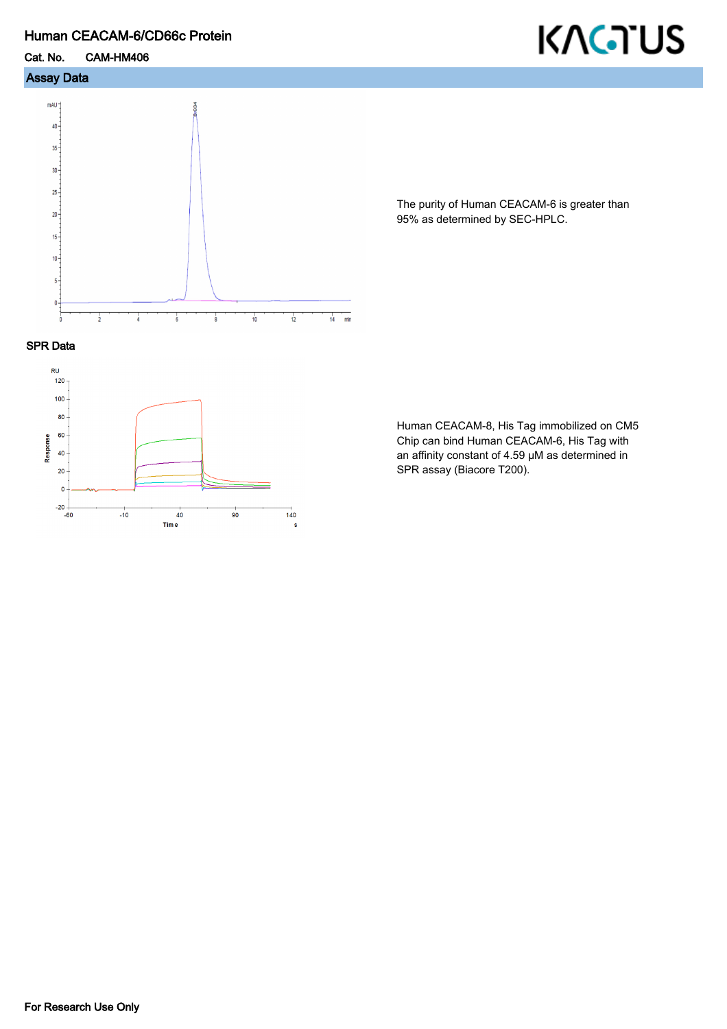Human CEACAM-6/CD66c Protein

Cat. No. CAM-HM406

## Assay Data

mAU
40
35
30
25
20
15
10
5
0
0 2 4 6 8 10 12 14 min

The purity of Human CEACAM-6 is greater than 95% as determined by SEC-HPLC.

## SPR Data

RU
120
100
80
60
40
20
0
-20
Response
-60 -10 40 90 140
Time s

Human CEACAM-8, His Tag immobilized on CM5 Chip can bind Human CEACAM-6, His Tag with an affinity constant of 4.59 μM as determined in SPR assay (Biacore T200).

For Research Use Only